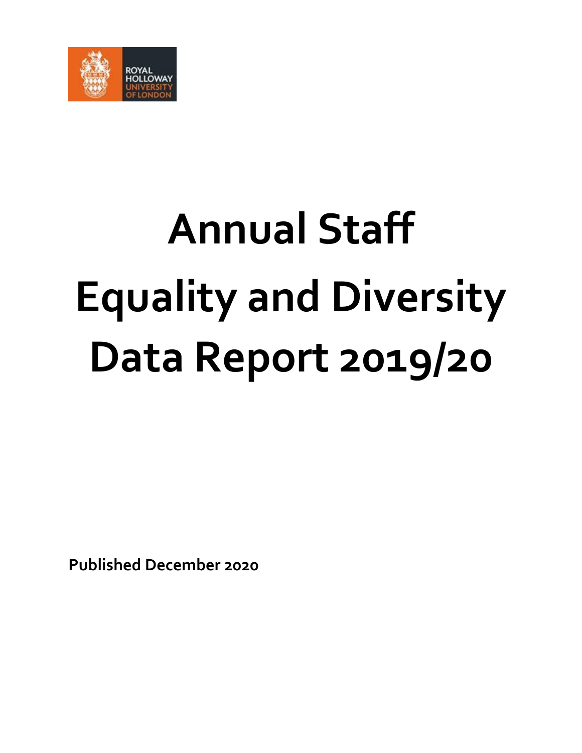# Annual Staff Equality and Diversity Data Report 2019/20

**Published December 2020**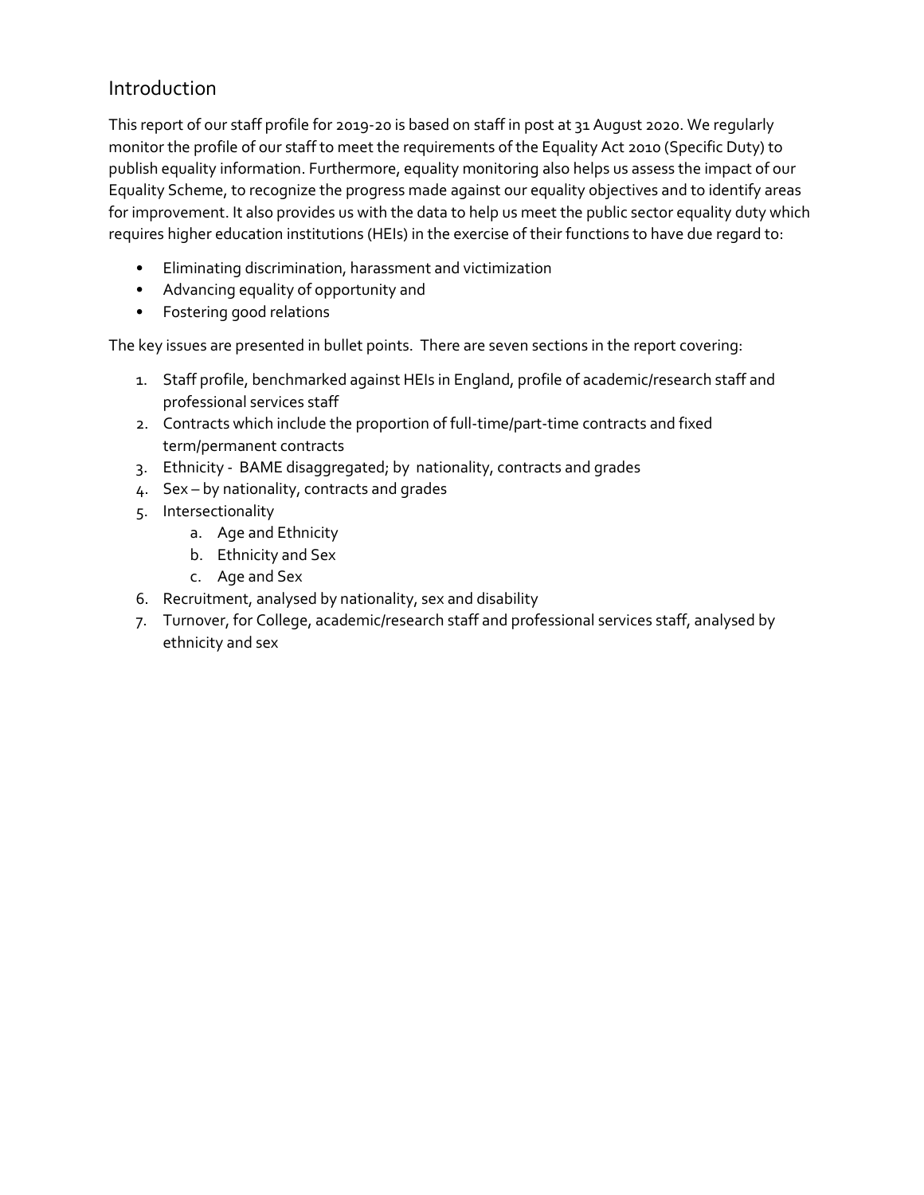## Introduction

This report of our staff profile for 2019-20 is based on staff in post at 31 August 2020. We regularly monitor the profile of our staff to meet the requirements of the Equality Act 2010 (Specific Duty) to publish equality information. Furthermore, equality monitoring also helps us assess the impact of our Equality Scheme, to recognize the progress made against our equality objectives and to identify areas for improvement. It also provides us with the data to help us meet the public sector equality duty which requires higher education institutions (HEIs) in the exercise of their functions to have due regard to:

- Eliminating discrimination, harassment and victimization
- Advancing equality of opportunity and
- Fostering good relations

The key issues are presented in bullet points. There are seven sections in the report covering:

1. Staff profile, benchmarked against HEIs in England, profile of academic/research staff and professional services staff
2. Contracts which include the proportion of full-time/part-time contracts and fixed term/permanent contracts
3. Ethnicity - BAME disaggregated; by nationality, contracts and grades
4. Sex – by nationality, contracts and grades
5. Intersectionality
   a. Age and Ethnicity
   b. Ethnicity and Sex
   c. Age and Sex
6. Recruitment, analysed by nationality, sex and disability
7. Turnover, for College, academic/research staff and professional services staff, analysed by ethnicity and sex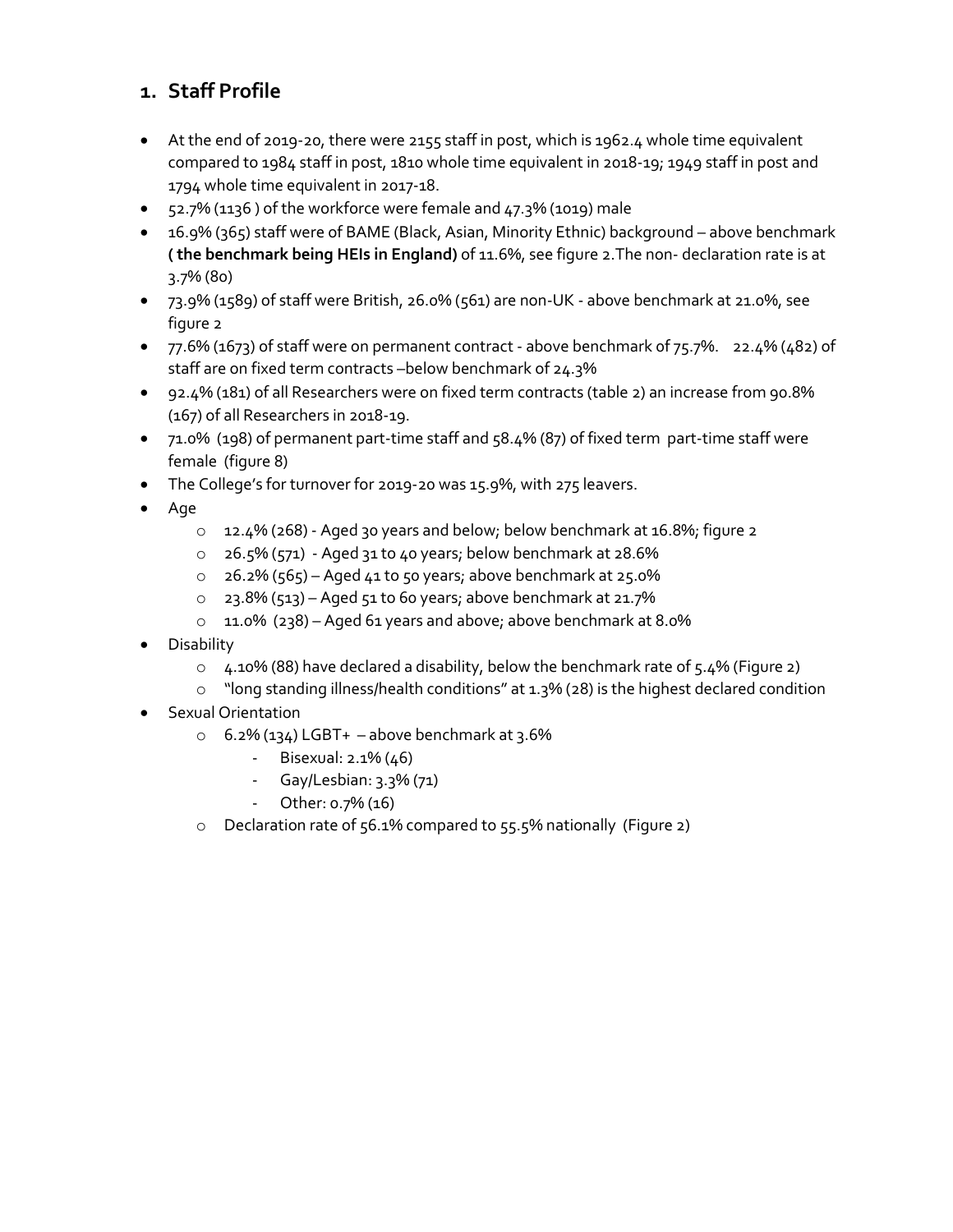## 1. Staff Profile

- At the end of 2019-20, there were 2155 staff in post, which is 1962.4 whole time equivalent compared to 1984 staff in post, 1810 whole time equivalent in 2018-19; 1949 staff in post and 1794 whole time equivalent in 2017-18.
- 52.7% (1136 ) of the workforce were female and 47.3% (1019) male
- 16.9% (365) staff were of BAME (Black, Asian, Minority Ethnic) background – above benchmark **( the benchmark being HEIs in England)** of 11.6%, see figure 2.The non- declaration rate is at 3.7% (80)
- 73.9% (1589) of staff were British, 26.0% (561) are non-UK - above benchmark at 21.0%, see figure 2
- 77.6% (1673) of staff were on permanent contract - above benchmark of 75.7%.   22.4% (482) of staff are on fixed term contracts –below benchmark of 24.3%
- 92.4% (181) of all Researchers were on fixed term contracts (table 2) an increase from 90.8% (167) of all Researchers in 2018-19.
- 71.0%  (198) of permanent part-time staff and 58.4% (87) of fixed term  part-time staff were female  (figure 8)
- The College's for turnover for 2019-20 was 15.9%, with 275 leavers.
- Age
  - 12.4% (268) - Aged 30 years and below; below benchmark at 16.8%; figure 2
  - 26.5% (571)  - Aged 31 to 40 years; below benchmark at 28.6%
  - 26.2% (565) – Aged 41 to 50 years; above benchmark at 25.0%
  - 23.8% (513) – Aged 51 to 60 years; above benchmark at 21.7%
  - 11.0%  (238) – Aged 61 years and above; above benchmark at 8.0%
- Disability
  - 4.10% (88) have declared a disability, below the benchmark rate of 5.4% (Figure 2)
  - "long standing illness/health conditions" at 1.3% (28) is the highest declared condition
- Sexual Orientation
  - 6.2% (134) LGBT+  – above benchmark at 3.6%
    - Bisexual: 2.1% (46)
    - Gay/Lesbian: 3.3% (71)
    - Other: 0.7% (16)
  - Declaration rate of 56.1% compared to 55.5% nationally  (Figure 2)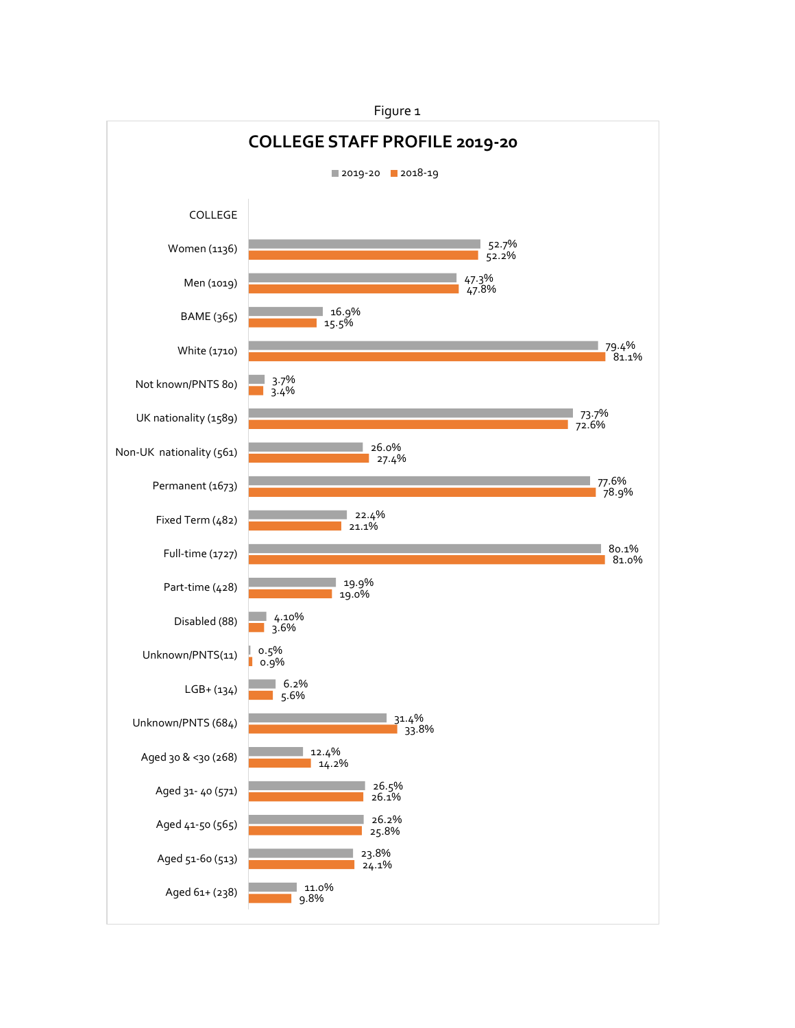Figure 1

## COLLEGE STAFF PROFILE 2019-20

| COLLEGE | 2019-20 | 2018-19 |
|---|---|---|
| Women (1136) | 52.7% | 52.2% |
| Men (1019) | 47.3% | 47.8% |
| BAME (365) | 16.9% | 15.5% |
| White (1710) | 79.4% | 81.1% |
| Not known/PNTS 80) | 3.7% | 3.4% |
| UK nationality (1589) | 73.7% | 72.6% |
| Non-UK nationality (561) | 26.0% | 27.4% |
| Permanent (1673) | 77.6% | 78.9% |
| Fixed Term (482) | 22.4% | 21.1% |
| Full-time (1727) | 80.1% | 81.0% |
| Part-time (428) | 19.9% | 19.0% |
| Disabled (88) | 4.10% | 3.6% |
| Unknown/PNTS(11) | 0.5% | 0.9% |
| LGB+ (134) | 6.2% | 5.6% |
| Unknown/PNTS (684) | 31.4% | 33.8% |
| Aged 30 & <30 (268) | 12.4% | 14.2% |
| Aged 31- 40 (571) | 26.5% | 26.1% |
| Aged 41-50 (565) | 26.2% | 25.8% |
| Aged 51-60 (513) | 23.8% | 24.1% |
| Aged 61+ (238) | 11.0% | 9.8% |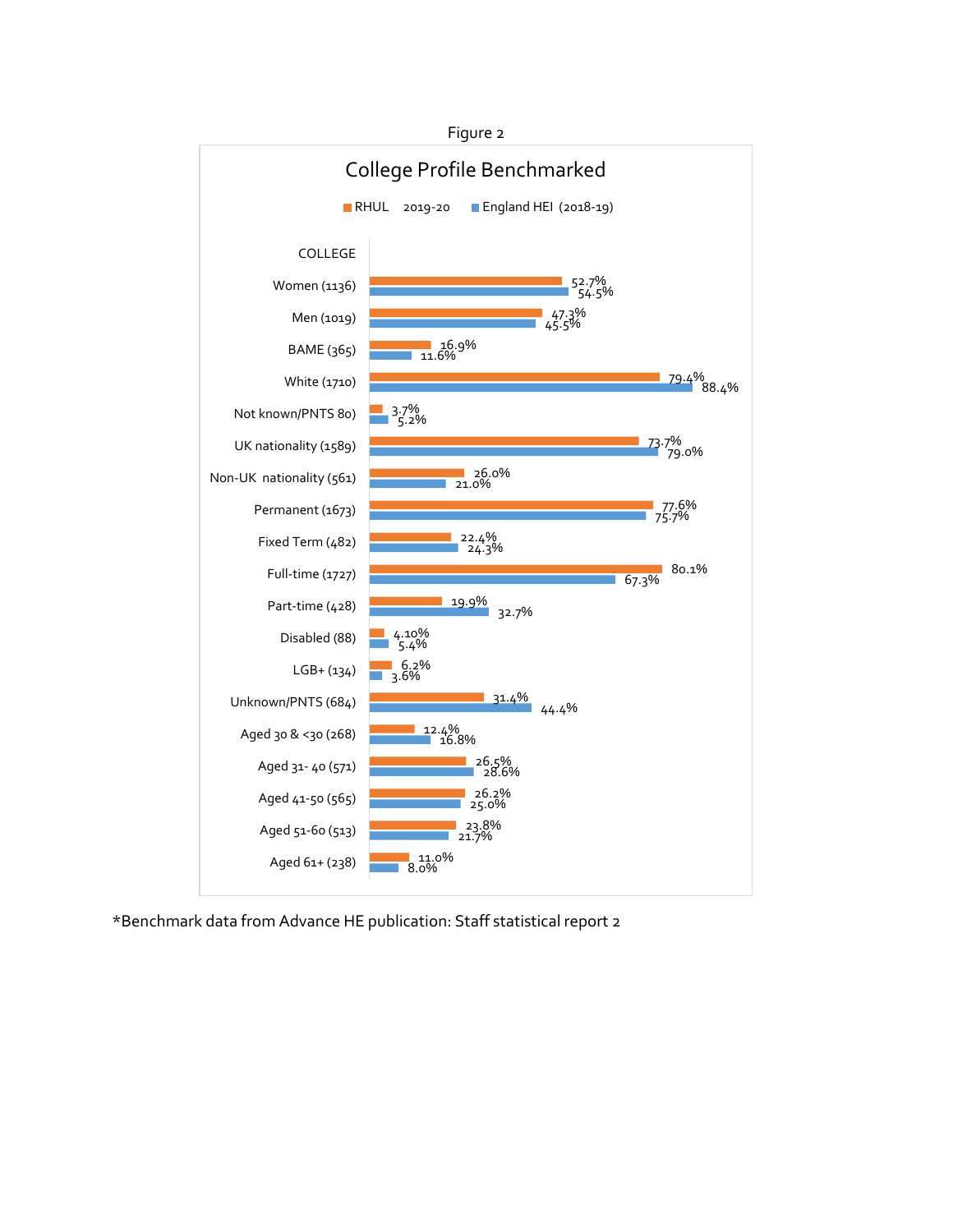Figure 2

## College Profile Benchmarked

| COLLEGE | RHUL 2019-20 | England HEI (2018-19) |
|---|---|---|
| Women (1136) | 52.7% | 54.5% |
| Men (1019) | 47.3% | 45.5% |
| BAME (365) | 16.9% | 11.6% |
| White (1710) | 79.4% | 88.4% |
| Not known/PNTS 80) | 3.7% | 5.2% |
| UK nationality (1589) | 73.7% | 79.0% |
| Non-UK nationality (561) | 26.0% | 21.0% |
| Permanent (1673) | 77.6% | 75.7% |
| Fixed Term (482) | 22.4% | 24.3% |
| Full-time (1727) | 80.1% | 67.3% |
| Part-time (428) | 19.9% | 32.7% |
| Disabled (88) | 4.10% | 5.4% |
| LGB+ (134) | 6.2% | 3.6% |
| Unknown/PNTS (684) | 31.4% | 44.4% |
| Aged 30 & <30 (268) | 12.4% | 16.8% |
| Aged 31- 40 (571) | 26.5% | 28.6% |
| Aged 41-50 (565) | 26.2% | 25.0% |
| Aged 51-60 (513) | 23.8% | 21.7% |
| Aged 61+ (238) | 11.0% | 8.0% |

*Benchmark data from Advance HE publication: Staff statistical report 2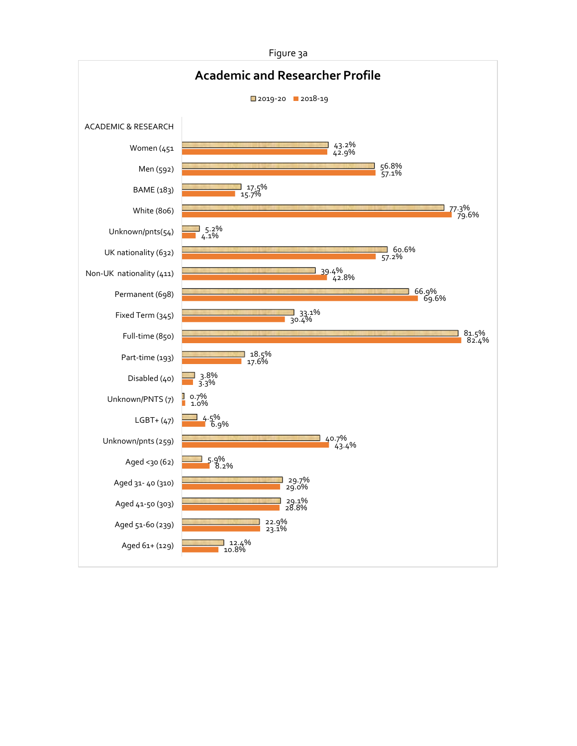Figure 3a

**Academic and Researcher Profile**

| ACADEMIC & RESEARCH | 2019-20 | 2018-19 |
|---|---|---|
| Women (451 | 43.2% | 42.9% |
| Men (592) | 56.8% | 57.1% |
| BAME (183) | 17.5% | 15.7% |
| White (806) | 77.3% | 79.6% |
| Unknown/pnts(54) | 5.2% | 4.1% |
| UK nationality (632) | 60.6% | 57.2% |
| Non-UK nationality (411) | 39.4% | 42.8% |
| Permanent (698) | 66.9% | 69.6% |
| Fixed Term (345) | 33.1% | 30.4% |
| Full-time (850) | 81.5% | 82.4% |
| Part-time (193) | 18.5% | 17.6% |
| Disabled (40) | 3.8% | 3.3% |
| Unknown/PNTS (7) | 0.7% | 1.0% |
| LGBT+ (47) | 4.5% | 6.9% |
| Unknown/pnts (259) | 40.7% | 43.4% |
| Aged <30 (62) | 5.9% | 8.2% |
| Aged 31- 40 (310) | 29.7% | 29.0% |
| Aged 41-50 (303) | 29.1% | 28.8% |
| Aged 51-60 (239) | 22.9% | 23.1% |
| Aged 61+ (129) | 12.4% | 10.8% |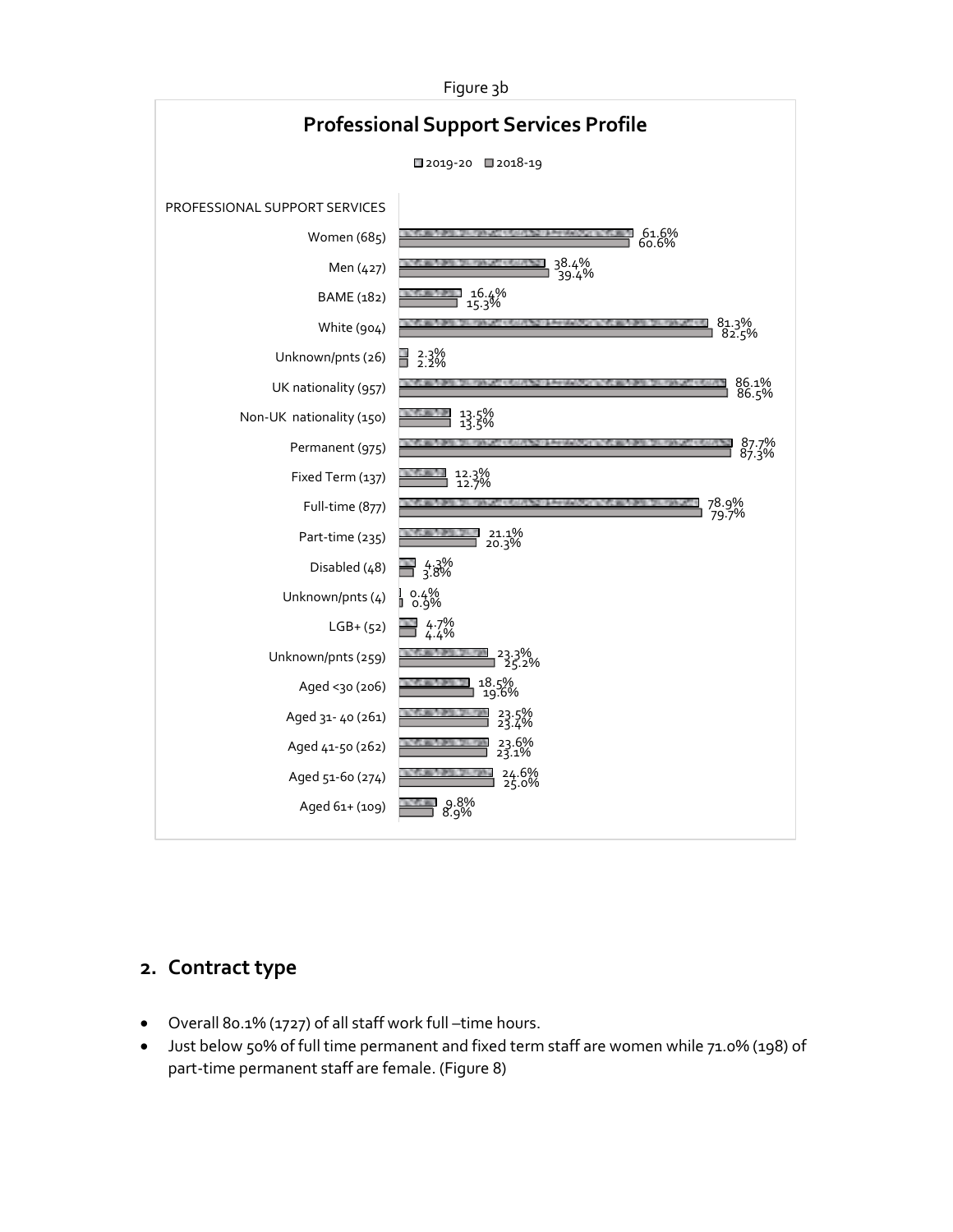Figure 3b

**Professional Support Services Profile**

| PROFESSIONAL SUPPORT SERVICES | 2019-20 | 2018-19 |
|---|---|---|
| Women (685) | 61.6% | 60.6% |
| Men (427) | 38.4% | 39.4% |
| BAME (182) | 16.4% | 15.3% |
| White (904) | 81.3% | 82.5% |
| Unknown/pnts (26) | 2.3% | 2.2% |
| UK nationality (957) | 86.1% | 86.5% |
| Non-UK nationality (150) | 13.5% | 13.5% |
| Permanent (975) | 87.7% | 87.3% |
| Fixed Term (137) | 12.3% | 12.7% |
| Full-time (877) | 78.9% | 79.7% |
| Part-time (235) | 21.1% | 20.3% |
| Disabled (48) | 4.3% | 3.8% |
| Unknown/pnts (4) | 0.4% | 0.9% |
| LGB+ (52) | 4.7% | 4.4% |
| Unknown/pnts (259) | 23.3% | 25.2% |
| Aged <30 (206) | 18.5% | 19.6% |
| Aged 31- 40 (261) | 23.5% | 23.4% |
| Aged 41-50 (262) | 23.6% | 23.1% |
| Aged 51-60 (274) | 24.6% | 25.0% |
| Aged 61+ (109) | 9.8% | 8.9% |

## 2. Contract type

- Overall 80.1% (1727) of all staff work full –time hours.
- Just below 50% of full time permanent and fixed term staff are women while 71.0% (198) of part-time permanent staff are female. (Figure 8)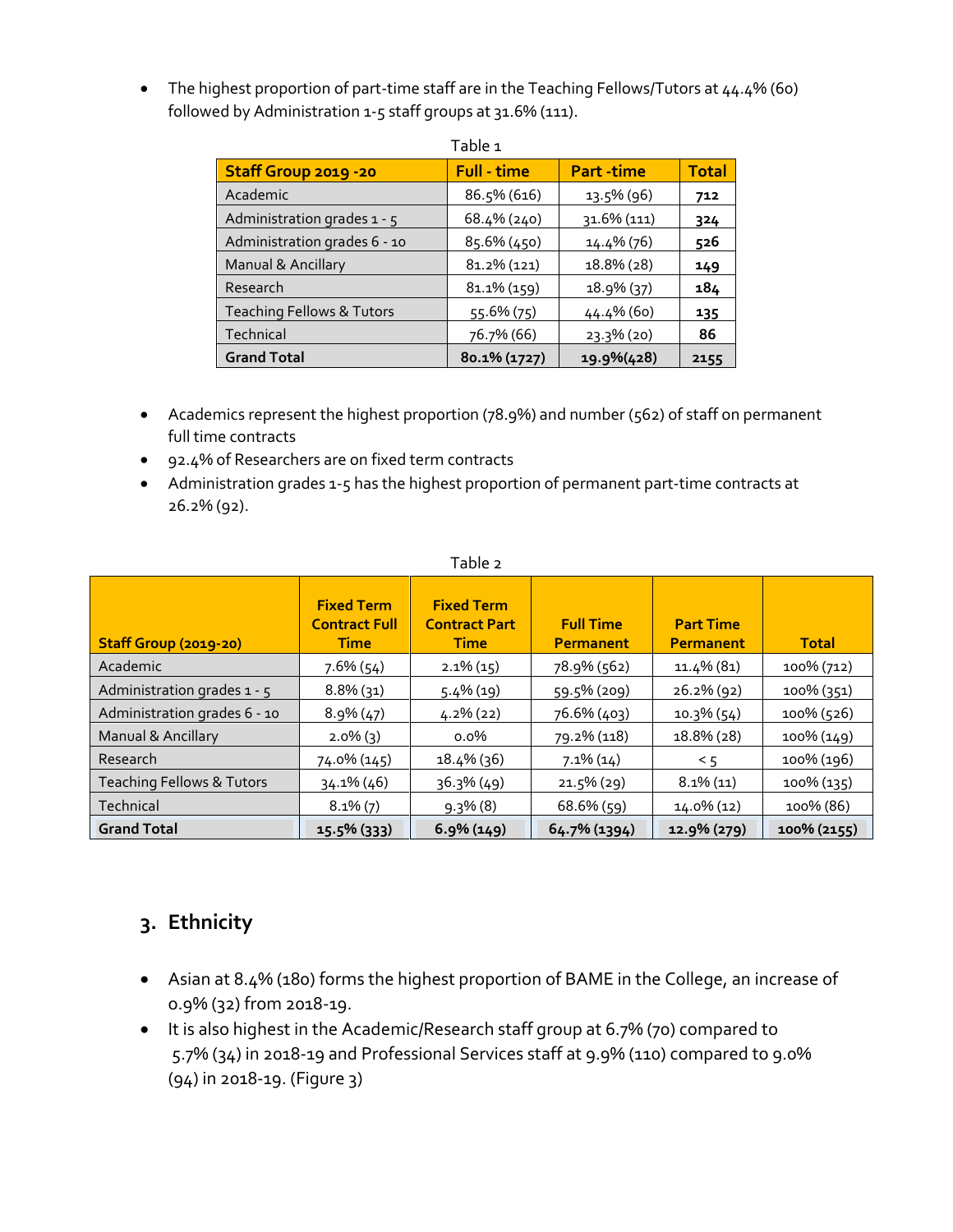- The highest proportion of part-time staff are in the Teaching Fellows/Tutors at 44.4% (60) followed by Administration 1-5 staff groups at 31.6% (111).

Table 1

| Staff Group 2019 -20 | Full - time | Part -time | Total |
|---|---|---|---|
| Academic | 86.5% (616) | 13.5% (96) | **712** |
| Administration grades 1 - 5 | 68.4% (240) | 31.6% (111) | **324** |
| Administration grades 6 - 10 | 85.6% (450) | 14.4% (76) | **526** |
| Manual & Ancillary | 81.2% (121) | 18.8% (28) | **149** |
| Research | 81.1% (159) | 18.9% (37) | **184** |
| Teaching Fellows & Tutors | 55.6% (75) | 44.4% (60) | **135** |
| Technical | 76.7% (66) | 23.3% (20) | **86** |
| **Grand Total** | **80.1% (1727)** | **19.9%(428)** | **2155** |

- Academics represent the highest proportion (78.9%) and number (562) of staff on permanent full time contracts
- 92.4% of Researchers are on fixed term contracts
- Administration grades 1-5 has the highest proportion of permanent part-time contracts at 26.2% (92).

Table 2

| Staff Group (2019-20) | Fixed Term Contract Full Time | Fixed Term Contract Part Time | Full Time Permanent | Part Time Permanent | Total |
|---|---|---|---|---|---|
| Academic | 7.6% (54) | 2.1% (15) | 78.9% (562) | 11.4% (81) | 100% (712) |
| Administration grades 1 - 5 | 8.8% (31) | 5.4% (19) | 59.5% (209) | 26.2% (92) | 100% (351) |
| Administration grades 6 - 10 | 8.9% (47) | 4.2% (22) | 76.6% (403) | 10.3% (54) | 100% (526) |
| Manual & Ancillary | 2.0% (3) | 0.0% | 79.2% (118) | 18.8% (28) | 100% (149) |
| Research | 74.0% (145) | 18.4% (36) | 7.1% (14) | < 5 | 100% (196) |
| Teaching Fellows & Tutors | 34.1% (46) | 36.3% (49) | 21.5% (29) | 8.1% (11) | 100% (135) |
| Technical | 8.1% (7) | 9.3% (8) | 68.6% (59) | 14.0% (12) | 100% (86) |
| **Grand Total** | **15.5% (333)** | **6.9% (149)** | **64.7% (1394)** | **12.9% (279)** | **100% (2155)** |

## 3. Ethnicity

- Asian at 8.4% (180) forms the highest proportion of BAME in the College, an increase of 0.9% (32) from 2018-19.
- It is also highest in the Academic/Research staff group at 6.7% (70) compared to 5.7% (34) in 2018-19 and Professional Services staff at 9.9% (110) compared to 9.0% (94) in 2018-19. (Figure 3)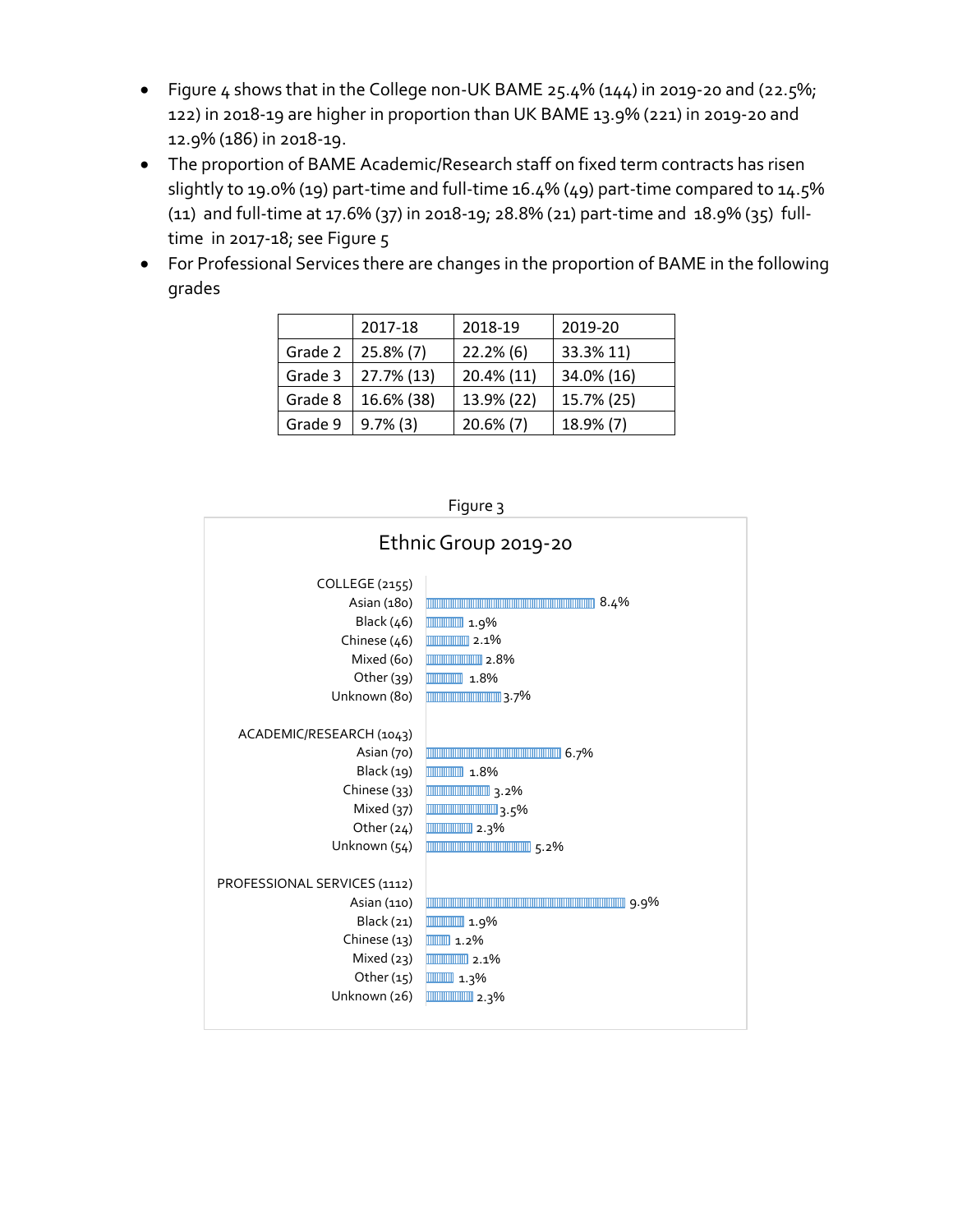- Figure 4 shows that in the College non-UK BAME 25.4% (144) in 2019-20 and (22.5%; 122) in 2018-19 are higher in proportion than UK BAME 13.9% (221) in 2019-20 and 12.9% (186) in 2018-19.
- The proportion of BAME Academic/Research staff on fixed term contracts has risen slightly to 19.0% (19) part-time and full-time 16.4% (49) part-time compared to 14.5% (11) and full-time at 17.6% (37) in 2018-19; 28.8% (21) part-time and 18.9% (35) full-time in 2017-18; see Figure 5
- For Professional Services there are changes in the proportion of BAME in the following grades

| | 2017-18 | 2018-19 | 2019-20 |
|---|---|---|---|
| Grade 2 | 25.8% (7) | 22.2% (6) | 33.3% 11) |
| Grade 3 | 27.7% (13) | 20.4% (11) | 34.0% (16) |
| Grade 8 | 16.6% (38) | 13.9% (22) | 15.7% (25) |
| Grade 9 | 9.7% (3) | 20.6% (7) | 18.9% (7) |

Figure 3

**Ethnic Group 2019-20**

| Group | % |
|---|---|
| **COLLEGE (2155)** | |
| Asian (180) | 8.4% |
| Black (46) | 1.9% |
| Chinese (46) | 2.1% |
| Mixed (60) | 2.8% |
| Other (39) | 1.8% |
| Unknown (80) | 3.7% |
| **ACADEMIC/RESEARCH (1043)** | |
| Asian (70) | 6.7% |
| Black (19) | 1.8% |
| Chinese (33) | 3.2% |
| Mixed (37) | 3.5% |
| Other (24) | 2.3% |
| Unknown (54) | 5.2% |
| **PROFESSIONAL SERVICES (1112)** | |
| Asian (110) | 9.9% |
| Black (21) | 1.9% |
| Chinese (13) | 1.2% |
| Mixed (23) | 2.1% |
| Other (15) | 1.3% |
| Unknown (26) | 2.3% |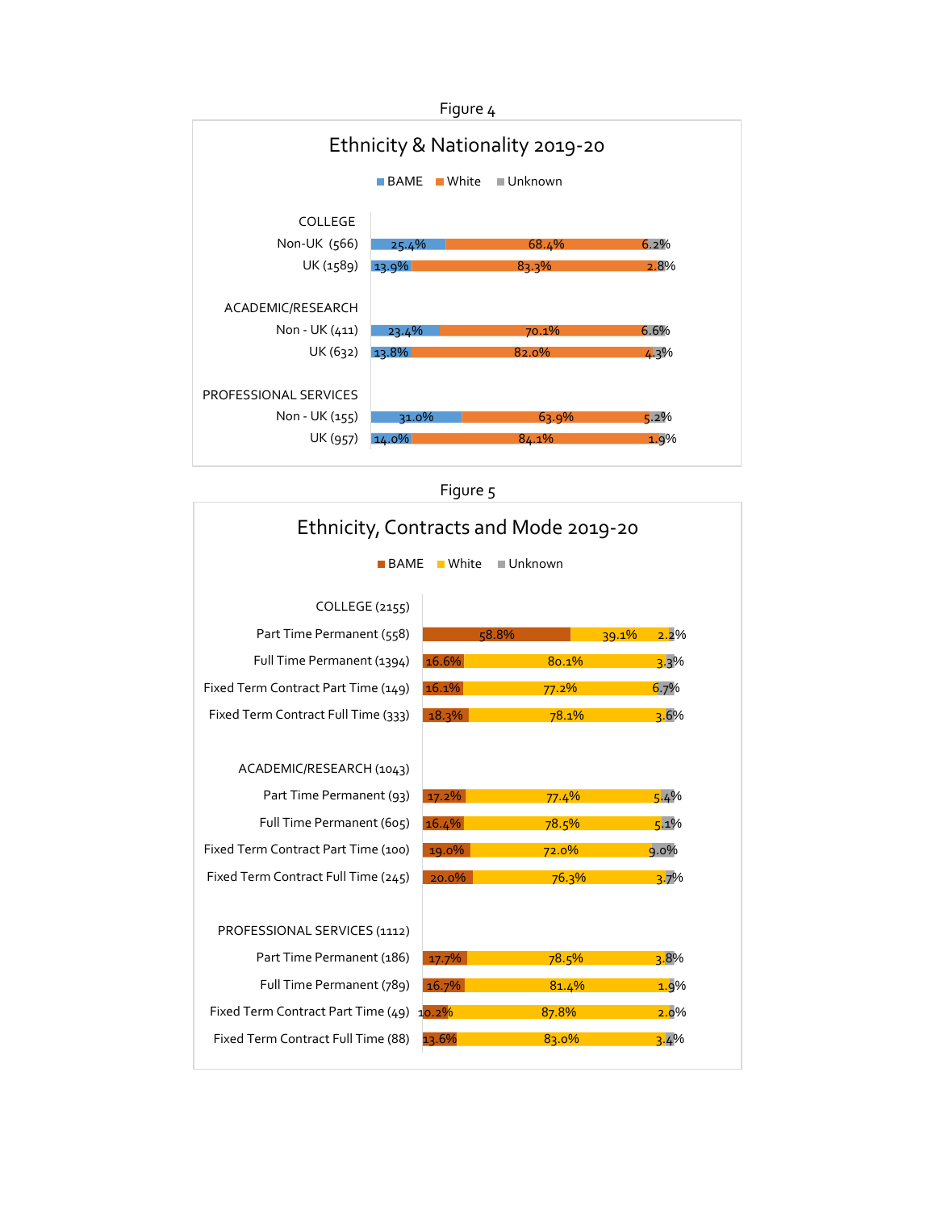Figure 4

## Ethnicity & Nationality 2019-20

| | BAME | White | Unknown |
|---|---|---|---|
| **COLLEGE** | | | |
| Non-UK (566) | 25.4% | 68.4% | 6.2% |
| UK (1589) | 13.9% | 83.3% | 2.8% |
| **ACADEMIC/RESEARCH** | | | |
| Non - UK (411) | 23.4% | 70.1% | 6.6% |
| UK (632) | 13.8% | 82.0% | 4.3% |
| **PROFESSIONAL SERVICES** | | | |
| Non - UK (155) | 31.0% | 63.9% | 5.2% |
| UK (957) | 14.0% | 84.1% | 1.9% |

Figure 5

## Ethnicity, Contracts and Mode 2019-20

| | BAME | White | Unknown |
|---|---|---|---|
| **COLLEGE (2155)** | | | |
| Part Time Permanent (558) | 58.8% | 39.1% | 2.2% |
| Full Time Permanent (1394) | 16.6% | 80.1% | 3.3% |
| Fixed Term Contract Part Time (149) | 16.1% | 77.2% | 6.7% |
| Fixed Term Contract Full Time (333) | 18.3% | 78.1% | 3.6% |
| **ACADEMIC/RESEARCH (1043)** | | | |
| Part Time Permanent (93) | 17.2% | 77.4% | 5.4% |
| Full Time Permanent (605) | 16.4% | 78.5% | 5.1% |
| Fixed Term Contract Part Time (100) | 19.0% | 72.0% | 9.0% |
| Fixed Term Contract Full Time (245) | 20.0% | 76.3% | 3.7% |
| **PROFESSIONAL SERVICES (1112)** | | | |
| Part Time Permanent (186) | 17.7% | 78.5% | 3.8% |
| Full Time Permanent (789) | 16.7% | 81.4% | 1.9% |
| Fixed Term Contract Part Time (49) | 10.2% | 87.8% | 2.0% |
| Fixed Term Contract Full Time (88) | 13.6% | 83.0% | 3.4% |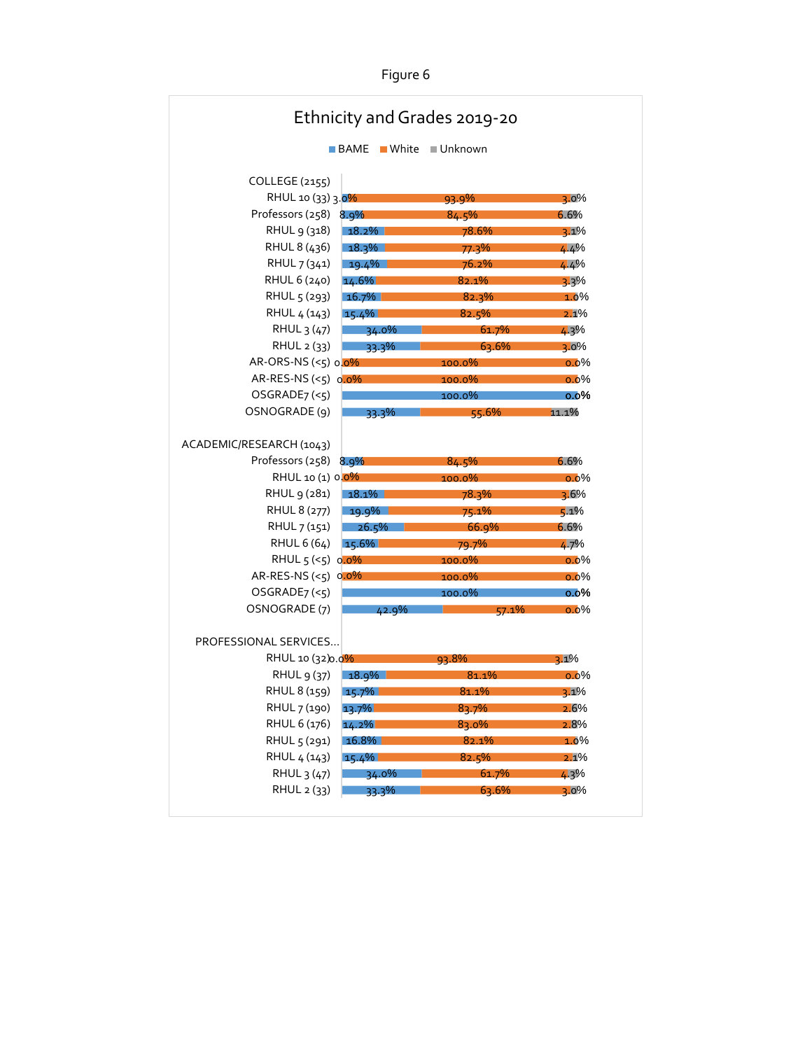Figure 6

## Ethnicity and Grades 2019-20

| Grade | BAME | White | Unknown |
|---|---|---|---|
| **COLLEGE (2155)** | | | |
| RHUL 10 (33) | 3.0% | 93.9% | 3.0% |
| Professors (258) | 8.9% | 84.5% | 6.6% |
| RHUL 9 (318) | 18.2% | 78.6% | 3.1% |
| RHUL 8 (436) | 18.3% | 77.3% | 4.4% |
| RHUL 7 (341) | 19.4% | 76.2% | 4.4% |
| RHUL 6 (240) | 14.6% | 82.1% | 3.3% |
| RHUL 5 (293) | 16.7% | 82.3% | 1.0% |
| RHUL 4 (143) | 15.4% | 82.5% | 2.1% |
| RHUL 3 (47) | 34.0% | 61.7% | 4.3% |
| RHUL 2 (33) | 33.3% | 63.6% | 3.0% |
| AR-ORS-NS (<5) | 0.0% | 100.0% | 0.0% |
| AR-RES-NS (<5) | 0.0% | 100.0% | 0.0% |
| OSGRADE7 (<5) | 100.0% | | 0.0% |
| OSNOGRADE (9) | 33.3% | 55.6% | 11.1% |
| **ACADEMIC/RESEARCH (1043)** | | | |
| Professors (258) | 8.9% | 84.5% | 6.6% |
| RHUL 10 (1) | 0.0% | 100.0% | 0.0% |
| RHUL 9 (281) | 18.1% | 78.3% | 3.6% |
| RHUL 8 (277) | 19.9% | 75.1% | 5.1% |
| RHUL 7 (151) | 26.5% | 66.9% | 6.6% |
| RHUL 6 (64) | 15.6% | 79.7% | 4.7% |
| RHUL 5 (<5) | 0.0% | 100.0% | 0.0% |
| AR-RES-NS (<5) | 0.0% | 100.0% | 0.0% |
| OSGRADE7 (<5) | 100.0% | | 0.0% |
| OSNOGRADE (7) | 42.9% | 57.1% | 0.0% |
| **PROFESSIONAL SERVICES...** | | | |
| RHUL 10 (32) | 0.0% | 93.8% | 3.1% |
| RHUL 9 (37) | 18.9% | 81.1% | 0.0% |
| RHUL 8 (159) | 15.7% | 81.1% | 3.1% |
| RHUL 7 (190) | 13.7% | 83.7% | 2.6% |
| RHUL 6 (176) | 14.2% | 83.0% | 2.8% |
| RHUL 5 (291) | 16.8% | 82.1% | 1.0% |
| RHUL 4 (143) | 15.4% | 82.5% | 2.1% |
| RHUL 3 (47) | 34.0% | 61.7% | 4.3% |
| RHUL 2 (33) | 33.3% | 63.6% | 3.0% |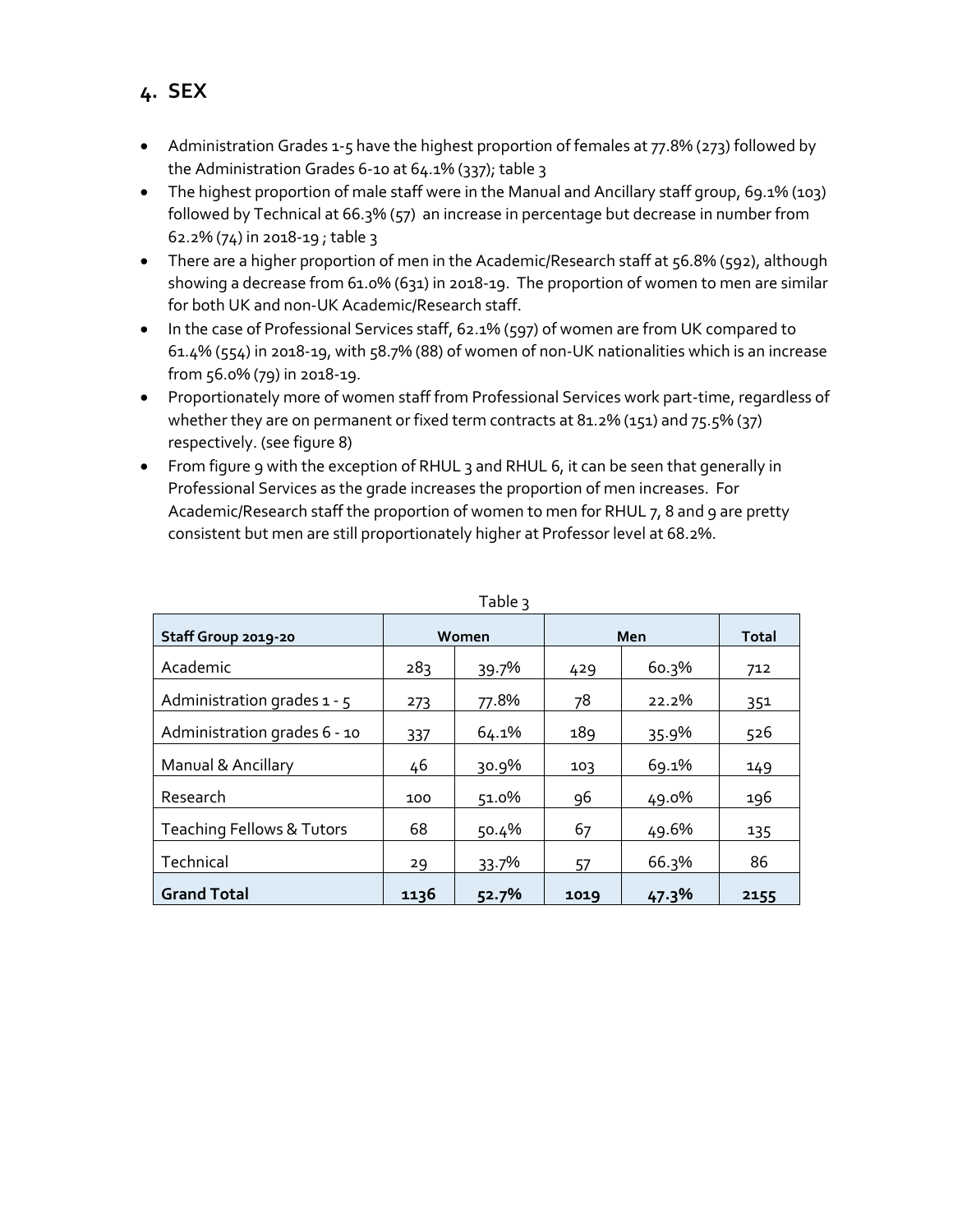## 4. SEX

- Administration Grades 1-5 have the highest proportion of females at 77.8% (273) followed by the Administration Grades 6-10 at 64.1% (337); table 3
- The highest proportion of male staff were in the Manual and Ancillary staff group, 69.1% (103) followed by Technical at 66.3% (57) an increase in percentage but decrease in number from 62.2% (74) in 2018-19 ; table 3
- There are a higher proportion of men in the Academic/Research staff at 56.8% (592), although showing a decrease from 61.0% (631) in 2018-19. The proportion of women to men are similar for both UK and non-UK Academic/Research staff.
- In the case of Professional Services staff, 62.1% (597) of women are from UK compared to 61.4% (554) in 2018-19, with 58.7% (88) of women of non-UK nationalities which is an increase from 56.0% (79) in 2018-19.
- Proportionately more of women staff from Professional Services work part-time, regardless of whether they are on permanent or fixed term contracts at 81.2% (151) and 75.5% (37) respectively. (see figure 8)
- From figure 9 with the exception of RHUL 3 and RHUL 6, it can be seen that generally in Professional Services as the grade increases the proportion of men increases. For Academic/Research staff the proportion of women to men for RHUL 7, 8 and 9 are pretty consistent but men are still proportionately higher at Professor level at 68.2%.

Table 3

| Staff Group 2019-20 | Women | | Men | | Total |
|---|---|---|---|---|---|
| Academic | 283 | 39.7% | 429 | 60.3% | 712 |
| Administration grades 1 - 5 | 273 | 77.8% | 78 | 22.2% | 351 |
| Administration grades 6 - 10 | 337 | 64.1% | 189 | 35.9% | 526 |
| Manual & Ancillary | 46 | 30.9% | 103 | 69.1% | 149 |
| Research | 100 | 51.0% | 96 | 49.0% | 196 |
| Teaching Fellows & Tutors | 68 | 50.4% | 67 | 49.6% | 135 |
| Technical | 29 | 33.7% | 57 | 66.3% | 86 |
| **Grand Total** | **1136** | **52.7%** | **1019** | **47.3%** | **2155** |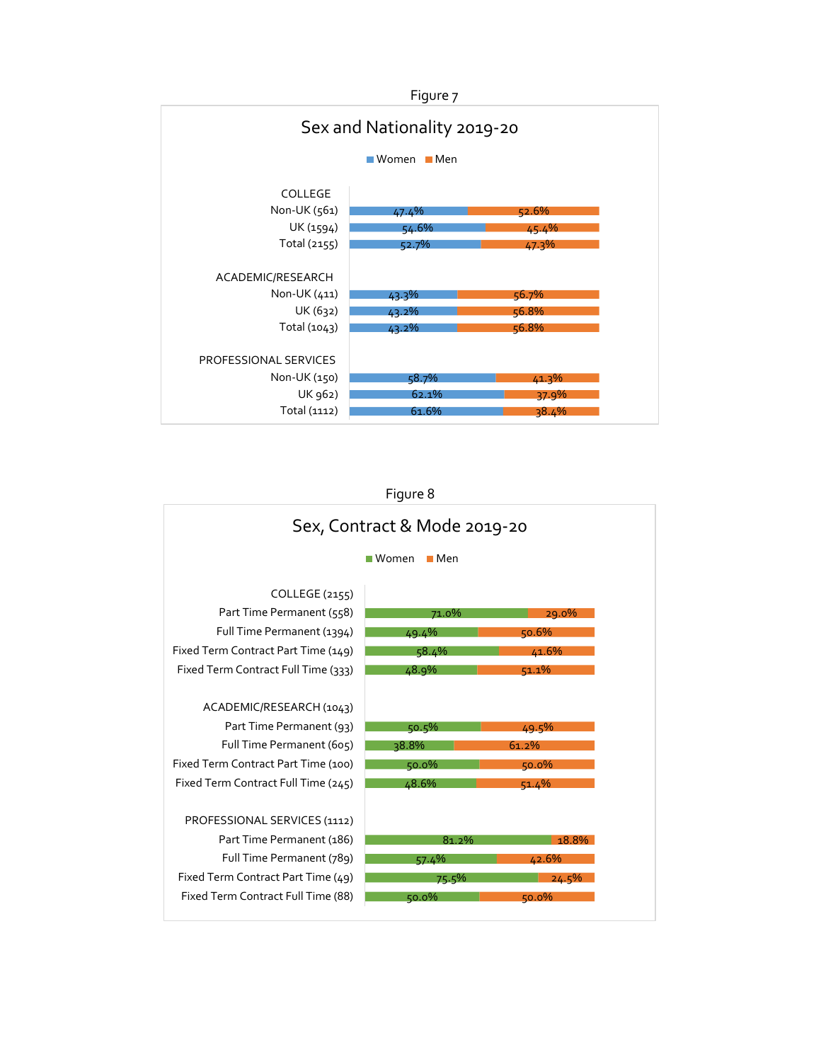Figure 7

## Sex and Nationality 2019-20

| | Women | Men |
|---|---|---|
| **COLLEGE** | | |
| Non-UK (561) | 47.4% | 52.6% |
| UK (1594) | 54.6% | 45.4% |
| Total (2155) | 52.7% | 47.3% |
| **ACADEMIC/RESEARCH** | | |
| Non-UK (411) | 43.3% | 56.7% |
| UK (632) | 43.2% | 56.8% |
| Total (1043) | 43.2% | 56.8% |
| **PROFESSIONAL SERVICES** | | |
| Non-UK (150) | 58.7% | 41.3% |
| UK 962) | 62.1% | 37.9% |
| Total (1112) | 61.6% | 38.4% |

Figure 8

## Sex, Contract & Mode 2019-20

| | Women | Men |
|---|---|---|
| **COLLEGE (2155)** | | |
| Part Time Permanent (558) | 71.0% | 29.0% |
| Full Time Permanent (1394) | 49.4% | 50.6% |
| Fixed Term Contract Part Time (149) | 58.4% | 41.6% |
| Fixed Term Contract Full Time (333) | 48.9% | 51.1% |
| **ACADEMIC/RESEARCH (1043)** | | |
| Part Time Permanent (93) | 50.5% | 49.5% |
| Full Time Permanent (605) | 38.8% | 61.2% |
| Fixed Term Contract Part Time (100) | 50.0% | 50.0% |
| Fixed Term Contract Full Time (245) | 48.6% | 51.4% |
| **PROFESSIONAL SERVICES (1112)** | | |
| Part Time Permanent (186) | 81.2% | 18.8% |
| Full Time Permanent (789) | 57.4% | 42.6% |
| Fixed Term Contract Part Time (49) | 75.5% | 24.5% |
| Fixed Term Contract Full Time (88) | 50.0% | 50.0% |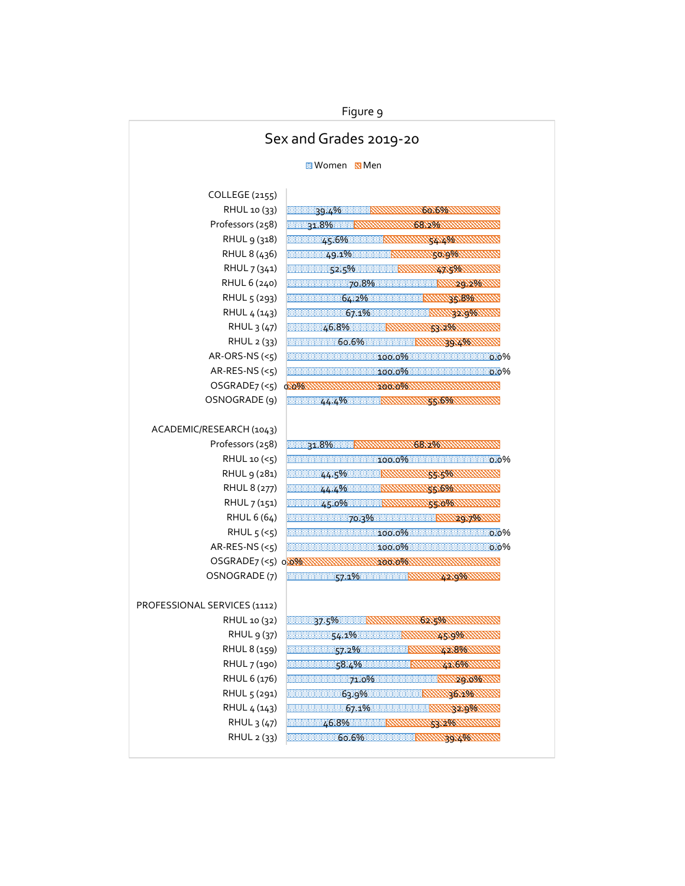Figure 9

## Sex and Grades 2019-20

| Category | Women | Men |
|---|---|---|
| **COLLEGE (2155)** | | |
| RHUL 10 (33) | 39.4% | 60.6% |
| Professors (258) | 31.8% | 68.2% |
| RHUL 9 (318) | 45.6% | 54.4% |
| RHUL 8 (436) | 49.1% | 50.9% |
| RHUL 7 (341) | 52.5% | 47.5% |
| RHUL 6 (240) | 70.8% | 29.2% |
| RHUL 5 (293) | 64.2% | 35.8% |
| RHUL 4 (143) | 67.1% | 32.9% |
| RHUL 3 (47) | 46.8% | 53.2% |
| RHUL 2 (33) | 60.6% | 39.4% |
| AR-ORS-NS (<5) | 100.0% | 0.0% |
| AR-RES-NS (<5) | 100.0% | 0.0% |
| OSGRADE7 (<5) | 0.0% | 100.0% |
| OSNOGRADE (9) | 44.4% | 55.6% |
| **ACADEMIC/RESEARCH (1043)** | | |
| Professors (258) | 31.8% | 68.2% |
| RHUL 10 (<5) | 100.0% | 0.0% |
| RHUL 9 (281) | 44.5% | 55.5% |
| RHUL 8 (277) | 44.4% | 55.6% |
| RHUL 7 (151) | 45.0% | 55.0% |
| RHUL 6 (64) | 70.3% | 29.7% |
| RHUL 5 (<5) | 100.0% | 0.0% |
| AR-RES-NS (<5) | 100.0% | 0.0% |
| OSGRADE7 (<5) | 0.0% | 100.0% |
| OSNOGRADE (7) | 57.1% | 42.9% |
| **PROFESSIONAL SERVICES (1112)** | | |
| RHUL 10 (32) | 37.5% | 62.5% |
| RHUL 9 (37) | 54.1% | 45.9% |
| RHUL 8 (159) | 57.2% | 42.8% |
| RHUL 7 (190) | 58.4% | 41.6% |
| RHUL 6 (176) | 71.0% | 29.0% |
| RHUL 5 (291) | 63.9% | 36.1% |
| RHUL 4 (143) | 67.1% | 32.9% |
| RHUL 3 (47) | 46.8% | 53.2% |
| RHUL 2 (33) | 60.6% | 39.4% |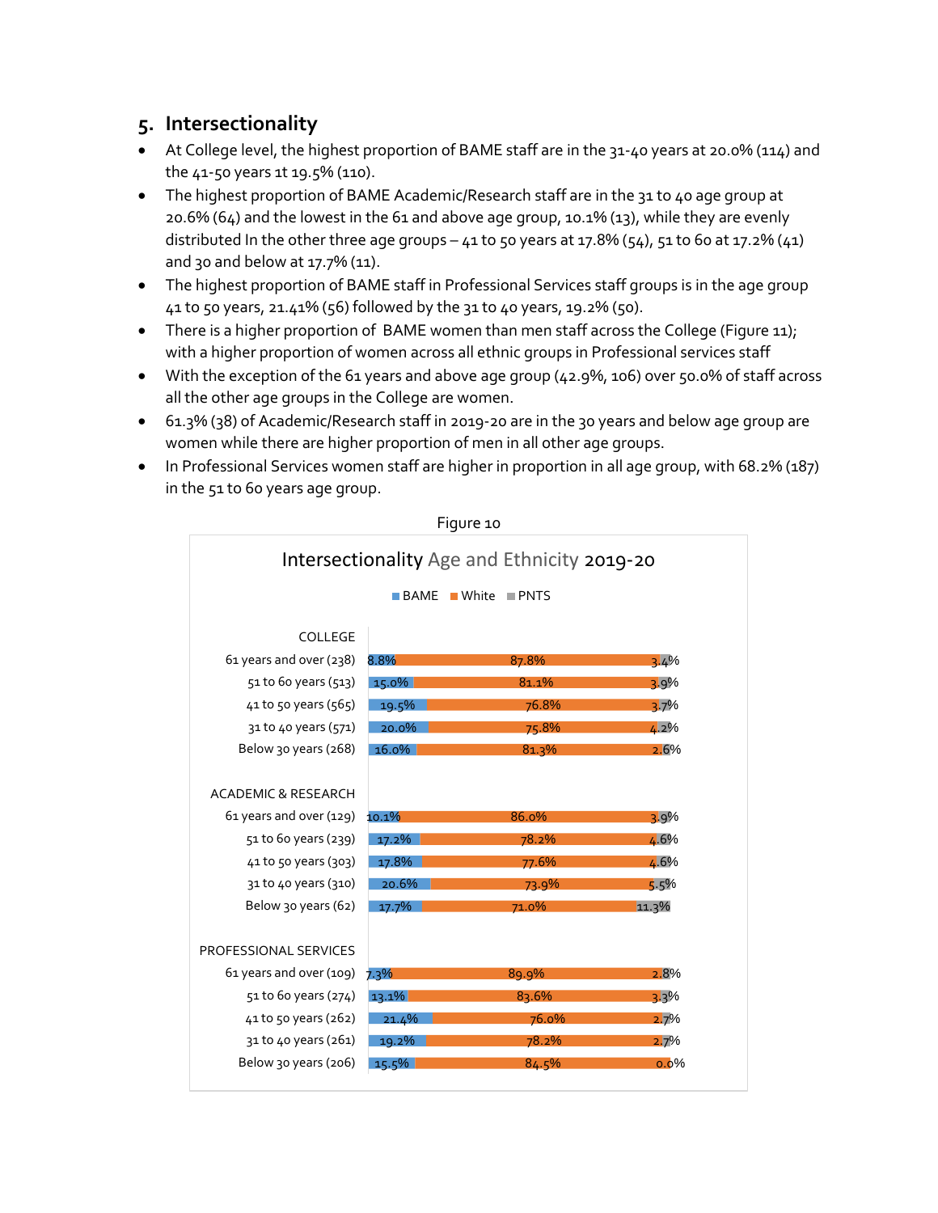## 5. Intersectionality

- At College level, the highest proportion of BAME staff are in the 31-40 years at 20.0% (114) and the 41-50 years 1t 19.5% (110).
- The highest proportion of BAME Academic/Research staff are in the 31 to 40 age group at 20.6% (64) and the lowest in the 61 and above age group, 10.1% (13), while they are evenly distributed In the other three age groups – 41 to 50 years at 17.8% (54), 51 to 60 at 17.2% (41) and 30 and below at 17.7% (11).
- The highest proportion of BAME staff in Professional Services staff groups is in the age group 41 to 50 years, 21.41% (56) followed by the 31 to 40 years, 19.2% (50).
- There is a higher proportion of BAME women than men staff across the College (Figure 11); with a higher proportion of women across all ethnic groups in Professional services staff
- With the exception of the 61 years and above age group (42.9%, 106) over 50.0% of staff across all the other age groups in the College are women.
- 61.3% (38) of Academic/Research staff in 2019-20 are in the 30 years and below age group are women while there are higher proportion of men in all other age groups.
- In Professional Services women staff are higher in proportion in all age group, with 68.2% (187) in the 51 to 60 years age group.

Figure 10

**Intersectionality Age and Ethnicity 2019-20**

| | BAME | White | PNTS |
|---|---|---|---|
| **COLLEGE** | | | |
| 61 years and over (238) | 8.8% | 87.8% | 3.4% |
| 51 to 60 years (513) | 15.0% | 81.1% | 3.9% |
| 41 to 50 years (565) | 19.5% | 76.8% | 3.7% |
| 31 to 40 years (571) | 20.0% | 75.8% | 4.2% |
| Below 30 years (268) | 16.0% | 81.3% | 2.6% |
| **ACADEMIC & RESEARCH** | | | |
| 61 years and over (129) | 10.1% | 86.0% | 3.9% |
| 51 to 60 years (239) | 17.2% | 78.2% | 4.6% |
| 41 to 50 years (303) | 17.8% | 77.6% | 4.6% |
| 31 to 40 years (310) | 20.6% | 73.9% | 5.5% |
| Below 30 years (62) | 17.7% | 71.0% | 11.3% |
| **PROFESSIONAL SERVICES** | | | |
| 61 years and over (109) | 7.3% | 89.9% | 2.8% |
| 51 to 60 years (274) | 13.1% | 83.6% | 3.3% |
| 41 to 50 years (262) | 21.4% | 76.0% | 2.7% |
| 31 to 40 years (261) | 19.2% | 78.2% | 2.7% |
| Below 30 years (206) | 15.5% | 84.5% | 0.0% |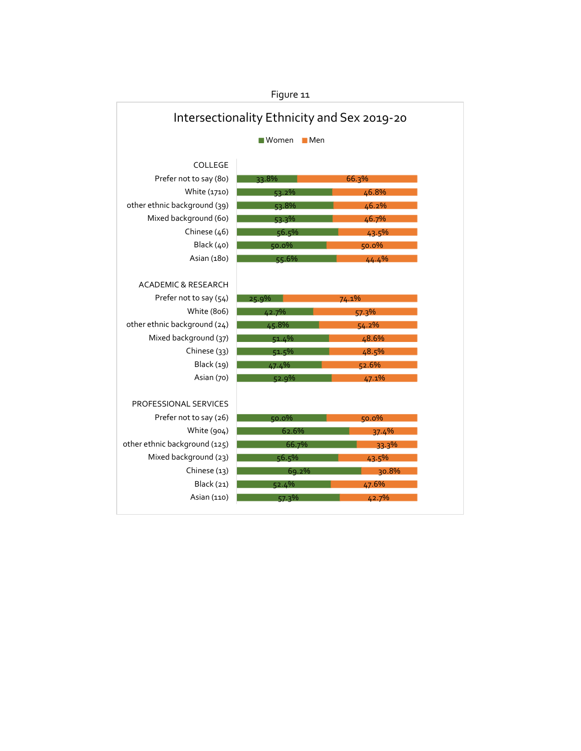Figure 11

## Intersectionality Ethnicity and Sex 2019-20

| Group | Women | Men |
| --- | --- | --- |
| **COLLEGE** | | |
| Prefer not to say (80) | 33.8% | 66.3% |
| White (1710) | 53.2% | 46.8% |
| other ethnic background (39) | 53.8% | 46.2% |
| Mixed background (60) | 53.3% | 46.7% |
| Chinese (46) | 56.5% | 43.5% |
| Black (40) | 50.0% | 50.0% |
| Asian (180) | 55.6% | 44.4% |
| **ACADEMIC & RESEARCH** | | |
| Prefer not to say (54) | 25.9% | 74.1% |
| White (806) | 42.7% | 57.3% |
| other ethnic background (24) | 45.8% | 54.2% |
| Mixed background (37) | 51.4% | 48.6% |
| Chinese (33) | 51.5% | 48.5% |
| Black (19) | 47.4% | 52.6% |
| Asian (70) | 52.9% | 47.1% |
| **PROFESSIONAL SERVICES** | | |
| Prefer not to say (26) | 50.0% | 50.0% |
| White (904) | 62.6% | 37.4% |
| other ethnic background (125) | 66.7% | 33.3% |
| Mixed background (23) | 56.5% | 43.5% |
| Chinese (13) | 69.2% | 30.8% |
| Black (21) | 52.4% | 47.6% |
| Asian (110) | 57.3% | 42.7% |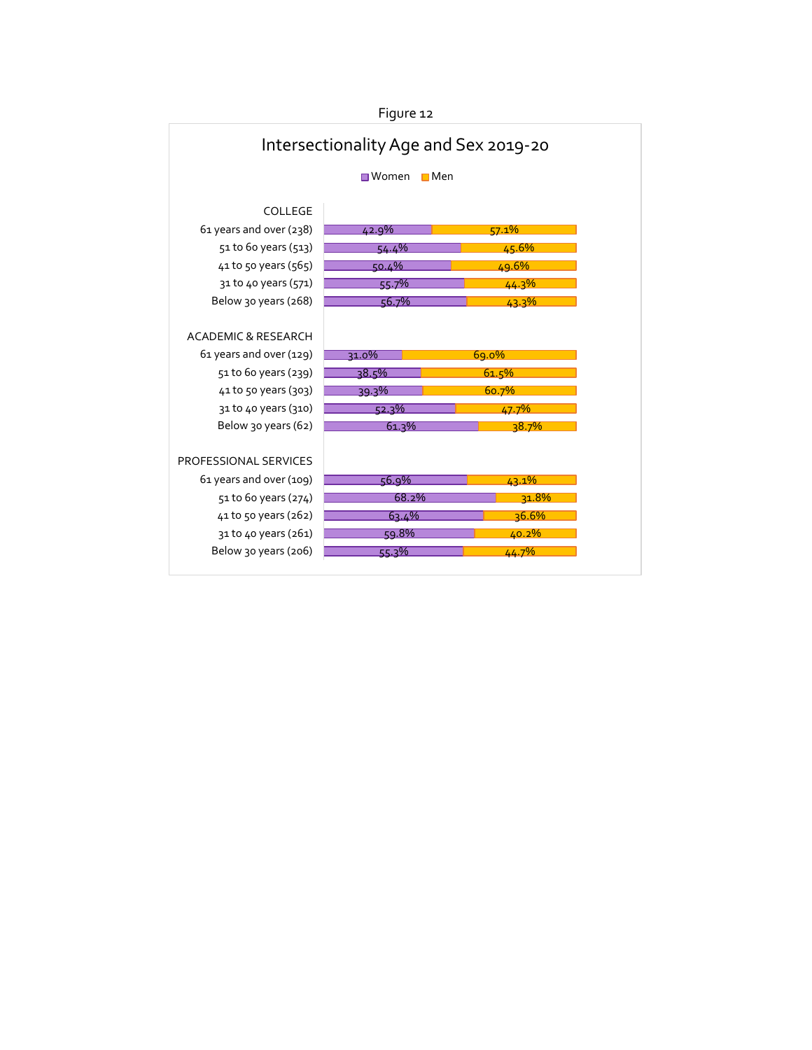Figure 12

## Intersectionality Age and Sex 2019-20

| | Women | Men |
|---|---|---|
| **COLLEGE** | | |
| 61 years and over (238) | 42.9% | 57.1% |
| 51 to 60 years (513) | 54.4% | 45.6% |
| 41 to 50 years (565) | 50.4% | 49.6% |
| 31 to 40 years (571) | 55.7% | 44.3% |
| Below 30 years (268) | 56.7% | 43.3% |
| **ACADEMIC & RESEARCH** | | |
| 61 years and over (129) | 31.0% | 69.0% |
| 51 to 60 years (239) | 38.5% | 61.5% |
| 41 to 50 years (303) | 39.3% | 60.7% |
| 31 to 40 years (310) | 52.3% | 47.7% |
| Below 30 years (62) | 61.3% | 38.7% |
| **PROFESSIONAL SERVICES** | | |
| 61 years and over (109) | 56.9% | 43.1% |
| 51 to 60 years (274) | 68.2% | 31.8% |
| 41 to 50 years (262) | 63.4% | 36.6% |
| 31 to 40 years (261) | 59.8% | 40.2% |
| Below 30 years (206) | 55.3% | 44.7% |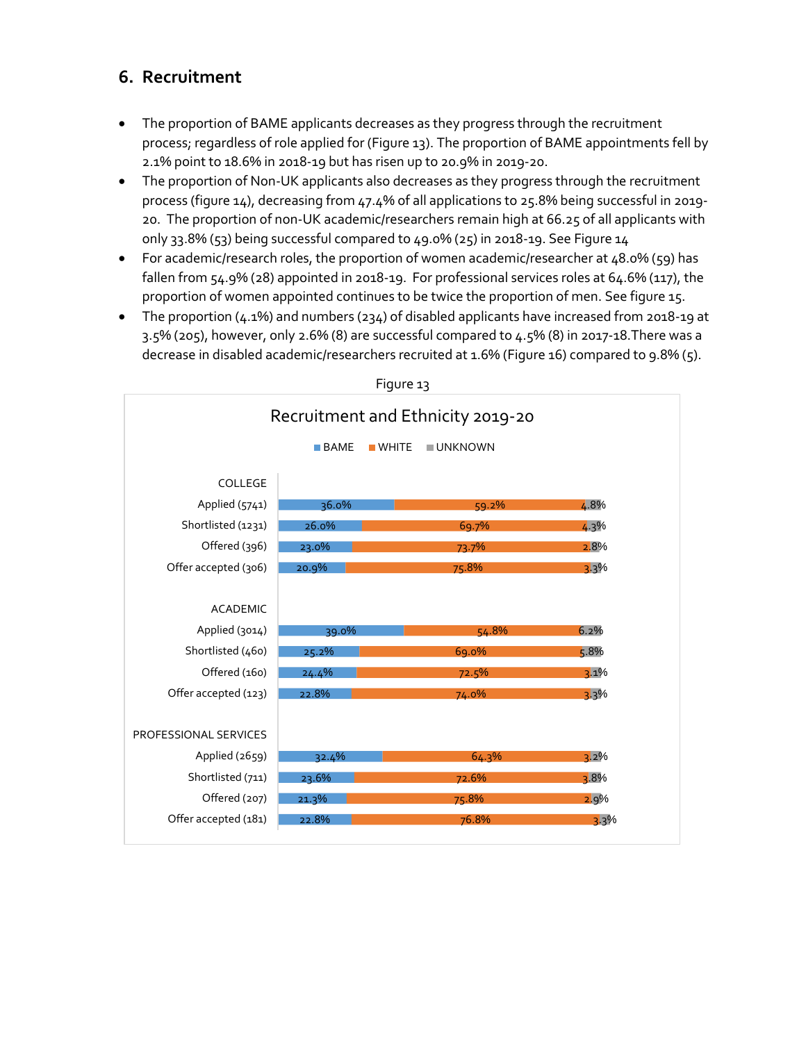## 6. Recruitment

- The proportion of BAME applicants decreases as they progress through the recruitment process; regardless of role applied for (Figure 13). The proportion of BAME appointments fell by 2.1% point to 18.6% in 2018-19 but has risen up to 20.9% in 2019-20.
- The proportion of Non-UK applicants also decreases as they progress through the recruitment process (figure 14), decreasing from 47.4% of all applications to 25.8% being successful in 2019-20. The proportion of non-UK academic/researchers remain high at 66.25 of all applicants with only 33.8% (53) being successful compared to 49.0% (25) in 2018-19. See Figure 14
- For academic/research roles, the proportion of women academic/researcher at 48.0% (59) has fallen from 54.9% (28) appointed in 2018-19. For professional services roles at 64.6% (117), the proportion of women appointed continues to be twice the proportion of men. See figure 15.
- The proportion (4.1%) and numbers (234) of disabled applicants have increased from 2018-19 at 3.5% (205), however, only 2.6% (8) are successful compared to 4.5% (8) in 2017-18.There was a decrease in disabled academic/researchers recruited at 1.6% (Figure 16) compared to 9.8% (5).

Figure 13

**Recruitment and Ethnicity 2019-20**

| | BAME | WHITE | UNKNOWN |
|---|---|---|---|
| **COLLEGE** | | | |
| Applied (5741) | 36.0% | 59.2% | 4.8% |
| Shortlisted (1231) | 26.0% | 69.7% | 4.3% |
| Offered (396) | 23.0% | 73.7% | 2.8% |
| Offer accepted (306) | 20.9% | 75.8% | 3.3% |
| **ACADEMIC** | | | |
| Applied (3014) | 39.0% | 54.8% | 6.2% |
| Shortlisted (460) | 25.2% | 69.0% | 5.8% |
| Offered (160) | 24.4% | 72.5% | 3.1% |
| Offer accepted (123) | 22.8% | 74.0% | 3.3% |
| **PROFESSIONAL SERVICES** | | | |
| Applied (2659) | 32.4% | 64.3% | 3.2% |
| Shortlisted (711) | 23.6% | 72.6% | 3.8% |
| Offered (207) | 21.3% | 75.8% | 2.9% |
| Offer accepted (181) | 22.8% | 76.8% | 3.3% |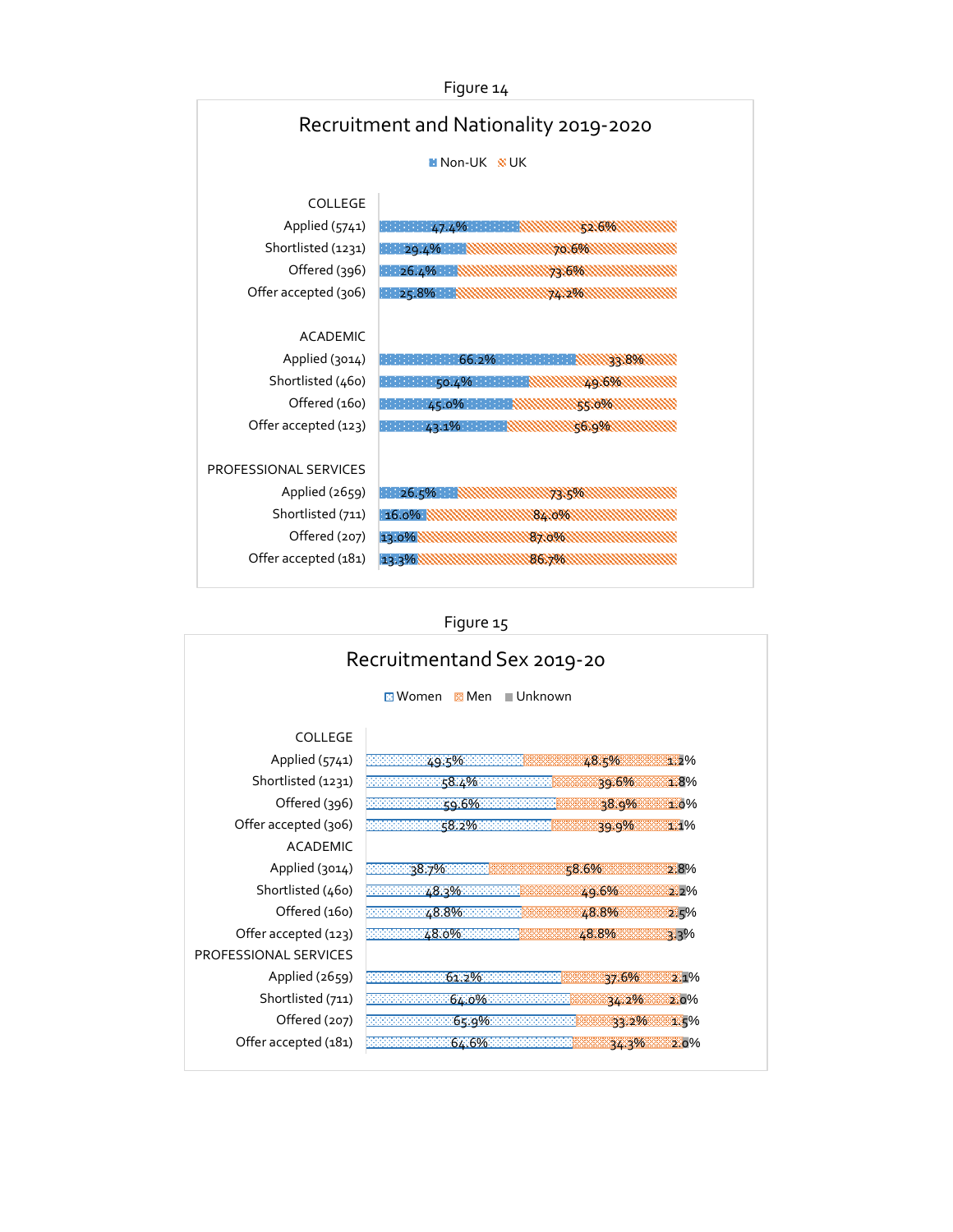Figure 14

## Recruitment and Nationality 2019-2020

| | Non-UK | UK |
|---|---|---|
| **COLLEGE** | | |
| Applied (5741) | 47.4% | 52.6% |
| Shortlisted (1231) | 29.4% | 70.6% |
| Offered (396) | 26.4% | 73.6% |
| Offer accepted (306) | 25.8% | 74.2% |
| **ACADEMIC** | | |
| Applied (3014) | 66.2% | 33.8% |
| Shortlisted (460) | 50.4% | 49.6% |
| Offered (160) | 45.0% | 55.0% |
| Offer accepted (123) | 43.1% | 56.9% |
| **PROFESSIONAL SERVICES** | | |
| Applied (2659) | 26.5% | 73.5% |
| Shortlisted (711) | 16.0% | 84.0% |
| Offered (207) | 13.0% | 87.0% |
| Offer accepted (181) | 13.3% | 86.7% |

Figure 15

## Recruitmentand Sex 2019-20

| | Women | Men | Unknown |
|---|---|---|---|
| **COLLEGE** | | | |
| Applied (5741) | 49.5% | 48.5% | 1.2% |
| Shortlisted (1231) | 58.4% | 39.6% | 1.8% |
| Offered (396) | 59.6% | 38.9% | 1.0% |
| Offer accepted (306) | 58.2% | 39.9% | 1.1% |
| **ACADEMIC** | | | |
| Applied (3014) | 38.7% | 58.6% | 2.8% |
| Shortlisted (460) | 48.3% | 49.6% | 2.2% |
| Offered (160) | 48.8% | 48.8% | 2.5% |
| Offer accepted (123) | 48.0% | 48.8% | 3.3% |
| **PROFESSIONAL SERVICES** | | | |
| Applied (2659) | 61.2% | 37.6% | 2.1% |
| Shortlisted (711) | 64.0% | 34.2% | 2.0% |
| Offered (207) | 65.9% | 33.2% | 1.5% |
| Offer accepted (181) | 64.6% | 34.3% | 2.0% |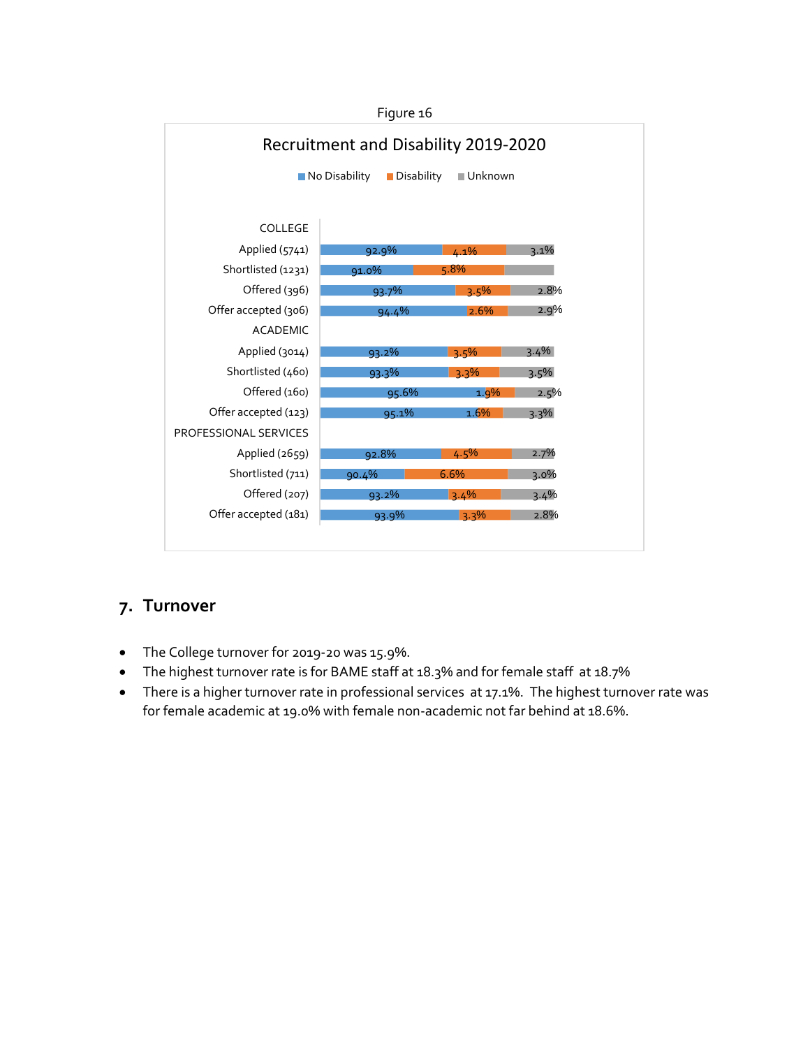Figure 16

**Recruitment and Disability 2019-2020**

| | No Disability | Disability | Unknown |
|---|---|---|---|
| **COLLEGE** | | | |
| Applied (5741) | 92.9% | 4.1% | 3.1% |
| Shortlisted (1231) | 91.0% | 5.8% | |
| Offered (396) | 93.7% | 3.5% | 2.8% |
| Offer accepted (306) | 94.4% | 2.6% | 2.9% |
| **ACADEMIC** | | | |
| Applied (3014) | 93.2% | 3.5% | 3.4% |
| Shortlisted (460) | 93.3% | 3.3% | 3.5% |
| Offered (160) | 95.6% | 1.9% | 2.5% |
| Offer accepted (123) | 95.1% | 1.6% | 3.3% |
| **PROFESSIONAL SERVICES** | | | |
| Applied (2659) | 92.8% | 4.5% | 2.7% |
| Shortlisted (711) | 90.4% | 6.6% | 3.0% |
| Offered (207) | 93.2% | 3.4% | 3.4% |
| Offer accepted (181) | 93.9% | 3.3% | 2.8% |

## 7. Turnover

- The College turnover for 2019-20 was 15.9%.
- The highest turnover rate is for BAME staff at 18.3% and for female staff at 18.7%
- There is a higher turnover rate in professional services at 17.1%. The highest turnover rate was for female academic at 19.0% with female non-academic not far behind at 18.6%.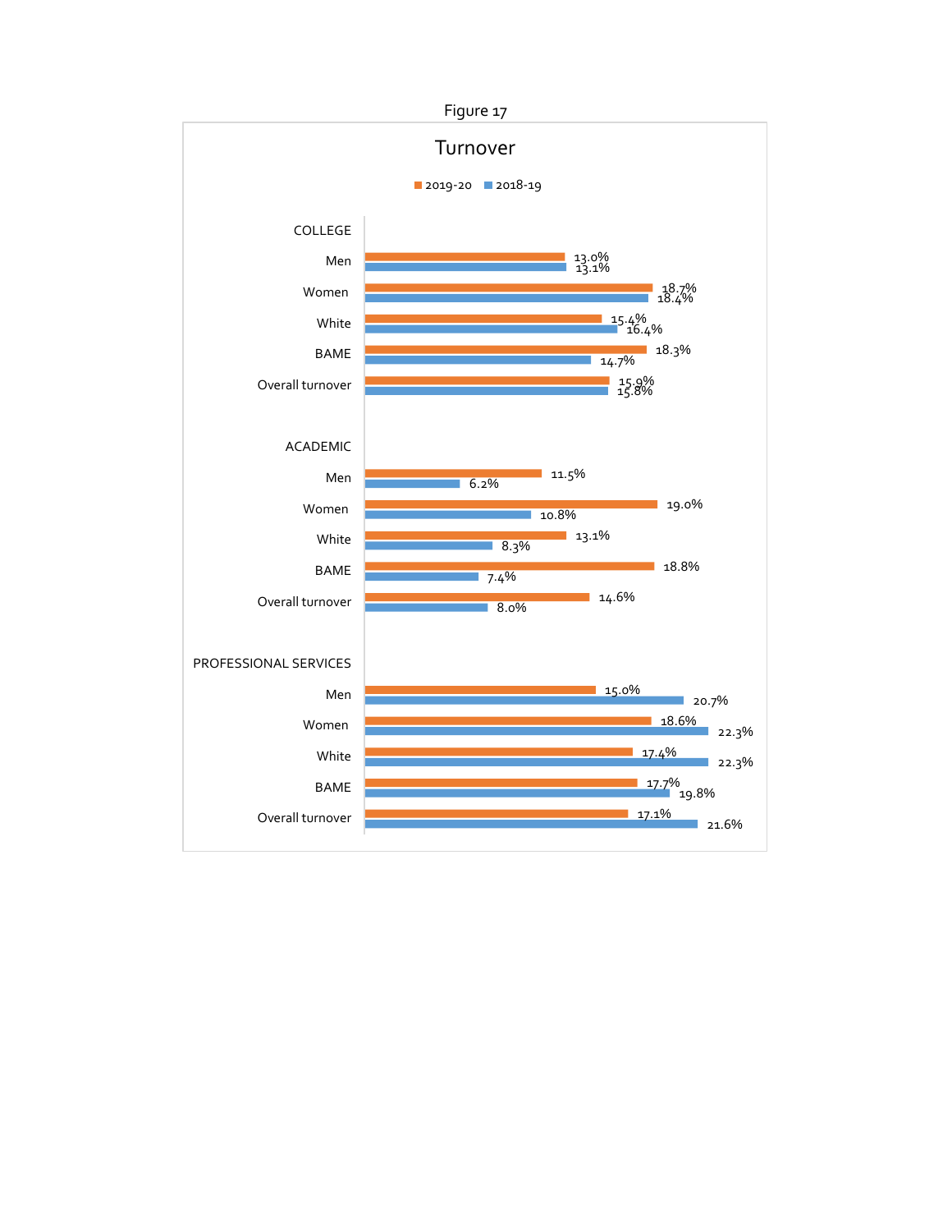Figure 17

## Turnover

| | 2019-20 | 2018-19 |
|---|---|---|
| **COLLEGE** | | |
| Men | 13.0% | 13.1% |
| Women | 18.7% | 18.4% |
| White | 15.4% | 16.4% |
| BAME | 18.3% | 14.7% |
| Overall turnover | 15.9% | 15.8% |
| **ACADEMIC** | | |
| Men | 11.5% | 6.2% |
| Women | 19.0% | 10.8% |
| White | 13.1% | 8.3% |
| BAME | 18.8% | 7.4% |
| Overall turnover | 14.6% | 8.0% |
| **PROFESSIONAL SERVICES** | | |
| Men | 15.0% | 20.7% |
| Women | 18.6% | 22.3% |
| White | 17.4% | 22.3% |
| BAME | 17.7% | 19.8% |
| Overall turnover | 17.1% | 21.6% |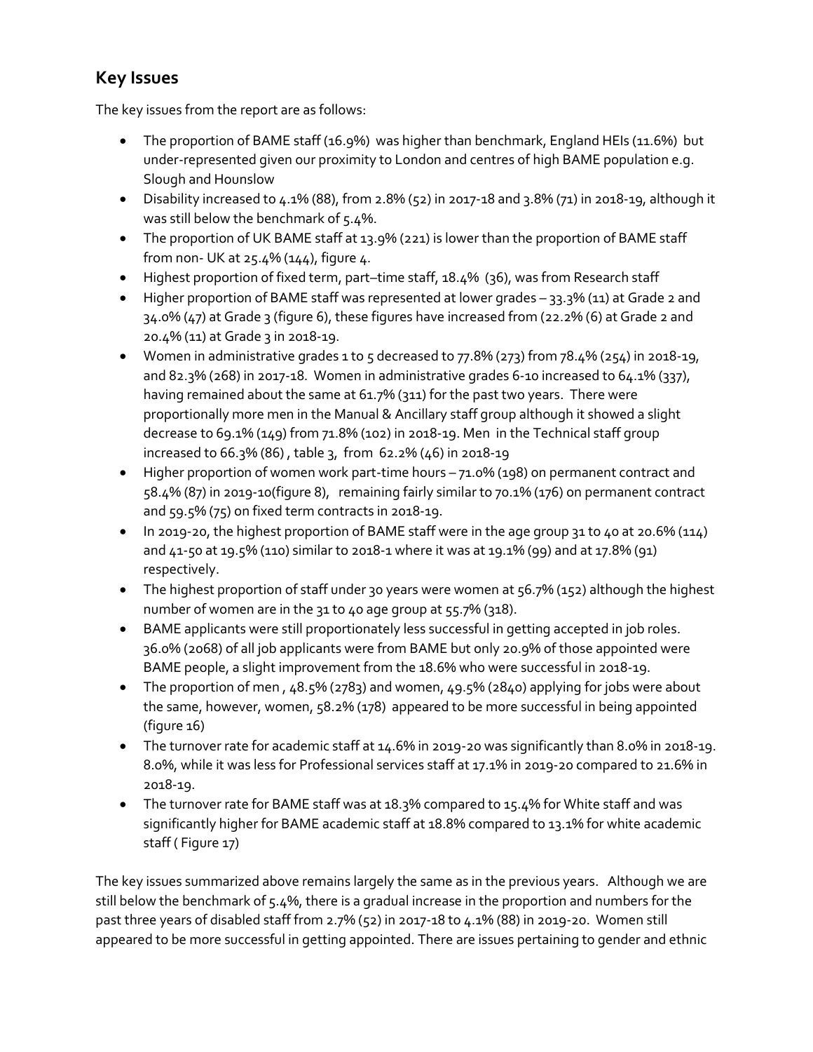## Key Issues

The key issues from the report are as follows:

- The proportion of BAME staff (16.9%) was higher than benchmark, England HEIs (11.6%) but under-represented given our proximity to London and centres of high BAME population e.g. Slough and Hounslow
- Disability increased to 4.1% (88), from 2.8% (52) in 2017-18 and 3.8% (71) in 2018-19, although it was still below the benchmark of 5.4%.
- The proportion of UK BAME staff at 13.9% (221) is lower than the proportion of BAME staff from non- UK at 25.4% (144), figure 4.
- Highest proportion of fixed term, part–time staff, 18.4% (36), was from Research staff
- Higher proportion of BAME staff was represented at lower grades – 33.3% (11) at Grade 2 and 34.0% (47) at Grade 3 (figure 6), these figures have increased from (22.2% (6) at Grade 2 and 20.4% (11) at Grade 3 in 2018-19.
- Women in administrative grades 1 to 5 decreased to 77.8% (273) from 78.4% (254) in 2018-19, and 82.3% (268) in 2017-18. Women in administrative grades 6-10 increased to 64.1% (337), having remained about the same at 61.7% (311) for the past two years. There were proportionally more men in the Manual & Ancillary staff group although it showed a slight decrease to 69.1% (149) from 71.8% (102) in 2018-19. Men in the Technical staff group increased to 66.3% (86) , table 3, from 62.2% (46) in 2018-19
- Higher proportion of women work part-time hours – 71.0% (198) on permanent contract and 58.4% (87) in 2019-10(figure 8), remaining fairly similar to 70.1% (176) on permanent contract and 59.5% (75) on fixed term contracts in 2018-19.
- In 2019-20, the highest proportion of BAME staff were in the age group 31 to 40 at 20.6% (114) and 41-50 at 19.5% (110) similar to 2018-1 where it was at 19.1% (99) and at 17.8% (91) respectively.
- The highest proportion of staff under 30 years were women at 56.7% (152) although the highest number of women are in the 31 to 40 age group at 55.7% (318).
- BAME applicants were still proportionately less successful in getting accepted in job roles. 36.0% (2068) of all job applicants were from BAME but only 20.9% of those appointed were BAME people, a slight improvement from the 18.6% who were successful in 2018-19.
- The proportion of men , 48.5% (2783) and women, 49.5% (2840) applying for jobs were about the same, however, women, 58.2% (178) appeared to be more successful in being appointed (figure 16)
- The turnover rate for academic staff at 14.6% in 2019-20 was significantly than 8.0% in 2018-19. 8.0%, while it was less for Professional services staff at 17.1% in 2019-20 compared to 21.6% in 2018-19.
- The turnover rate for BAME staff was at 18.3% compared to 15.4% for White staff and was significantly higher for BAME academic staff at 18.8% compared to 13.1% for white academic staff ( Figure 17)

The key issues summarized above remains largely the same as in the previous years. Although we are still below the benchmark of 5.4%, there is a gradual increase in the proportion and numbers for the past three years of disabled staff from 2.7% (52) in 2017-18 to 4.1% (88) in 2019-20. Women still appeared to be more successful in getting appointed. There are issues pertaining to gender and ethnic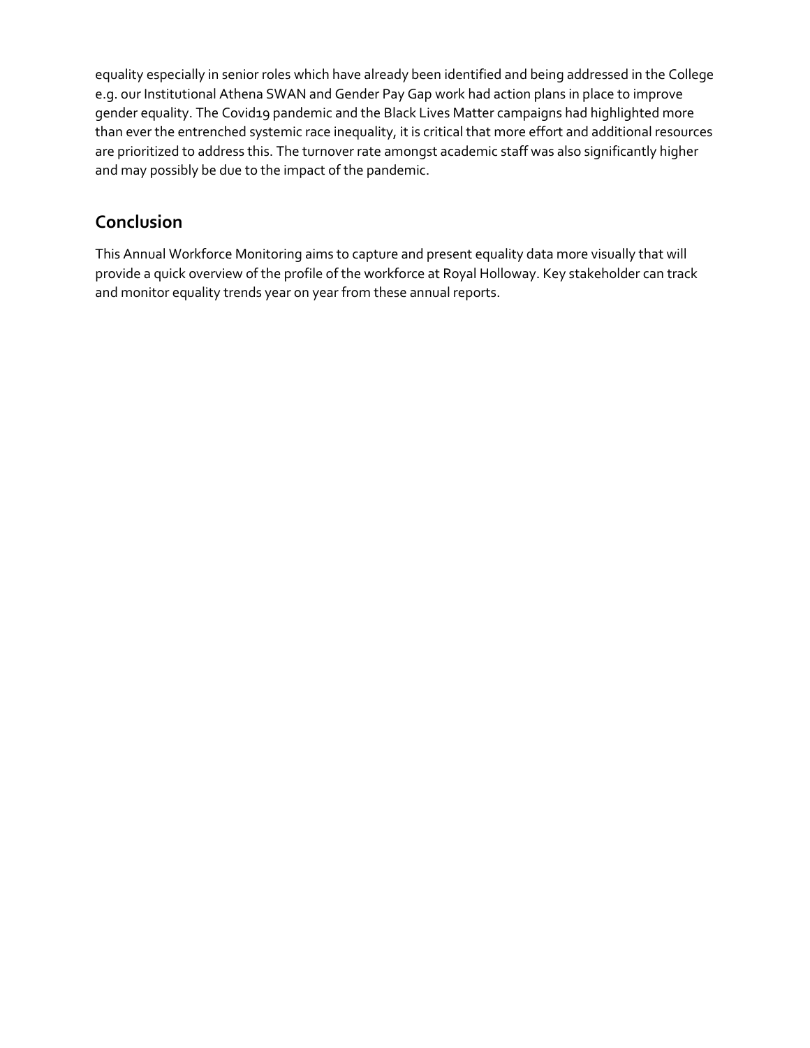equality especially in senior roles which have already been identified and being addressed in the College e.g. our Institutional Athena SWAN and Gender Pay Gap work had action plans in place to improve gender equality. The Covid19 pandemic and the Black Lives Matter campaigns had highlighted more than ever the entrenched systemic race inequality, it is critical that more effort and additional resources are prioritized to address this. The turnover rate amongst academic staff was also significantly higher and may possibly be due to the impact of the pandemic.

## Conclusion

This Annual Workforce Monitoring aims to capture and present equality data more visually that will provide a quick overview of the profile of the workforce at Royal Holloway. Key stakeholder can track and monitor equality trends year on year from these annual reports.